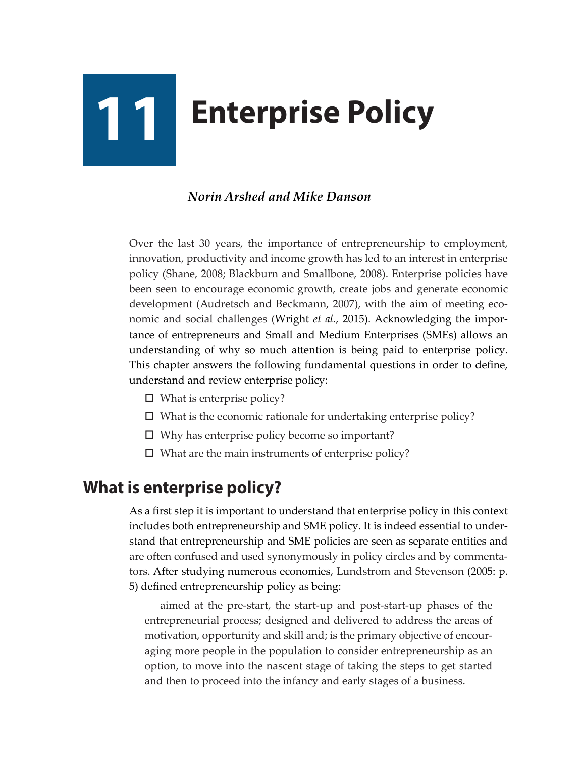# 11 Enterprise Policy

***Norin Arshed and Mike Danson***

Over the last 30 years, the importance of entrepreneurship to employment, innovation, productivity and income growth has led to an interest in enterprise policy (Shane, 2008; Blackburn and Smallbone, 2008). Enterprise policies have been seen to encourage economic growth, create jobs and generate economic development (Audretsch and Beckmann, 2007), with the aim of meeting economic and social challenges (Wright *et al.*, 2015). Acknowledging the importance of entrepreneurs and Small and Medium Enterprises (SMEs) allows an understanding of why so much attention is being paid to enterprise policy. This chapter answers the following fundamental questions in order to define, understand and review enterprise policy:

- What is enterprise policy?
- What is the economic rationale for undertaking enterprise policy?
- Why has enterprise policy become so important?
- What are the main instruments of enterprise policy?

## What is enterprise policy?

As a first step it is important to understand that enterprise policy in this context includes both entrepreneurship and SME policy. It is indeed essential to understand that entrepreneurship and SME policies are seen as separate entities and are often confused and used synonymously in policy circles and by commentators. After studying numerous economies, Lundstrom and Stevenson (2005: p. 5) defined entrepreneurship policy as being:

> aimed at the pre-start, the start-up and post-start-up phases of the entrepreneurial process; designed and delivered to address the areas of motivation, opportunity and skill and; is the primary objective of encouraging more people in the population to consider entrepreneurship as an option, to move into the nascent stage of taking the steps to get started and then to proceed into the infancy and early stages of a business.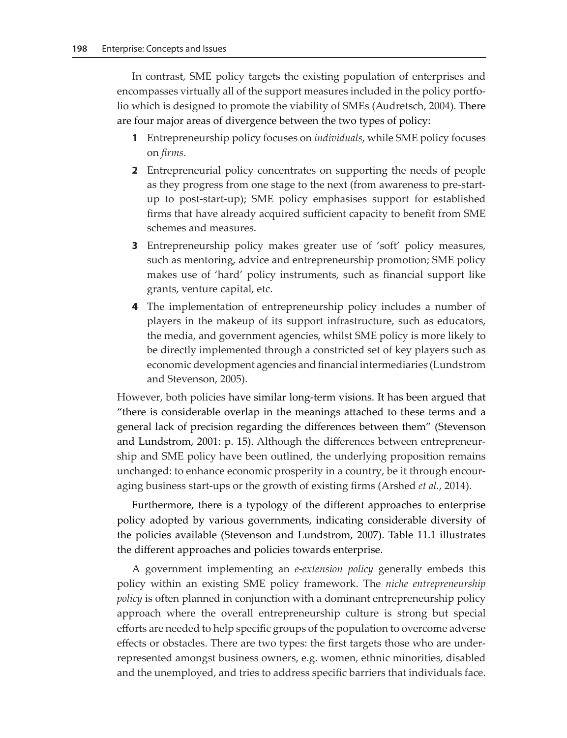In contrast, SME policy targets the existing population of enterprises and encompasses virtually all of the support measures included in the policy portfolio which is designed to promote the viability of SMEs (Audretsch, 2004). There are four major areas of divergence between the two types of policy:

1. Entrepreneurship policy focuses on *individuals*, while SME policy focuses on *firms*.
2. Entrepreneurial policy concentrates on supporting the needs of people as they progress from one stage to the next (from awareness to pre-start-up to post-start-up); SME policy emphasises support for established firms that have already acquired sufficient capacity to benefit from SME schemes and measures.
3. Entrepreneurship policy makes greater use of 'soft' policy measures, such as mentoring, advice and entrepreneurship promotion; SME policy makes use of 'hard' policy instruments, such as financial support like grants, venture capital, etc.
4. The implementation of entrepreneurship policy includes a number of players in the makeup of its support infrastructure, such as educators, the media, and government agencies, whilst SME policy is more likely to be directly implemented through a constricted set of key players such as economic development agencies and financial intermediaries (Lundstrom and Stevenson, 2005).

However, both policies have similar long-term visions. It has been argued that "there is considerable overlap in the meanings attached to these terms and a general lack of precision regarding the differences between them" (Stevenson and Lundstrom, 2001: p. 15). Although the differences between entrepreneurship and SME policy have been outlined, the underlying proposition remains unchanged: to enhance economic prosperity in a country, be it through encouraging business start-ups or the growth of existing firms (Arshed *et al.*, 2014).

Furthermore, there is a typology of the different approaches to enterprise policy adopted by various governments, indicating considerable diversity of the policies available (Stevenson and Lundstrom, 2007). Table 11.1 illustrates the different approaches and policies towards enterprise.

A government implementing an *e-extension policy* generally embeds this policy within an existing SME policy framework. The *niche entrepreneurship policy* is often planned in conjunction with a dominant entrepreneurship policy approach where the overall entrepreneurship culture is strong but special efforts are needed to help specific groups of the population to overcome adverse effects or obstacles. There are two types: the first targets those who are under-represented amongst business owners, e.g. women, ethnic minorities, disabled and the unemployed, and tries to address specific barriers that individuals face.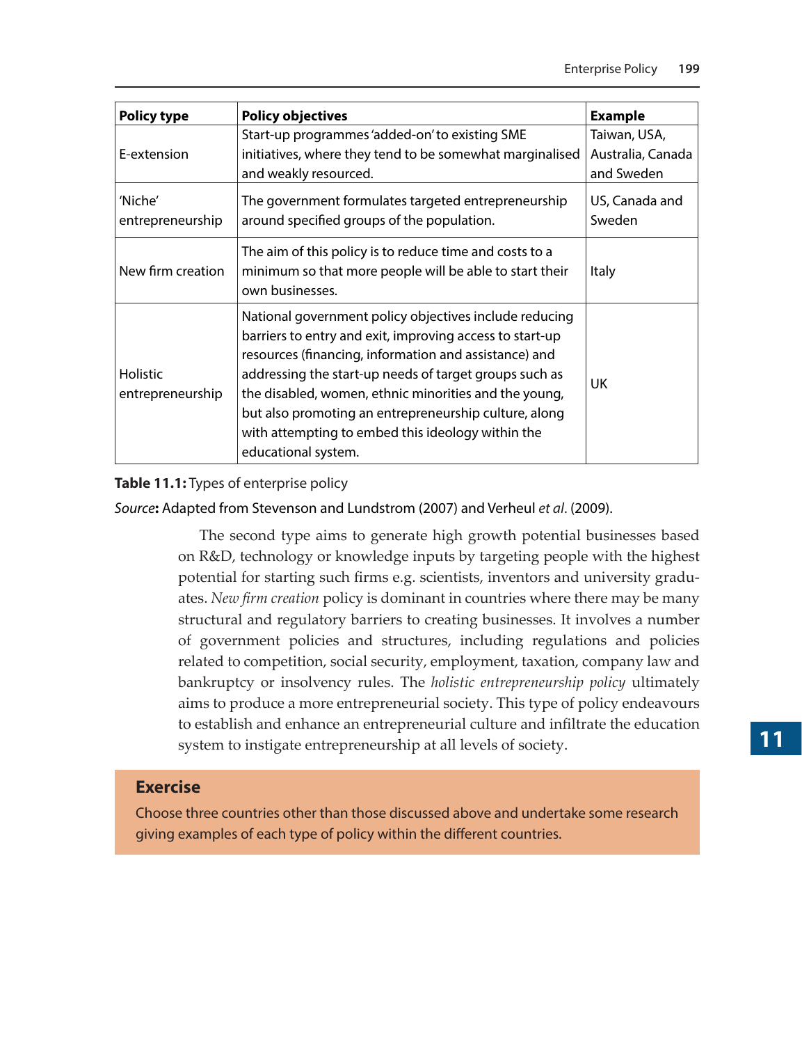| Policy type | Policy objectives | Example |
|---|---|---|
| E-extension | Start-up programmes 'added-on' to existing SME initiatives, where they tend to be somewhat marginalised and weakly resourced. | Taiwan, USA, Australia, Canada and Sweden |
| 'Niche' entrepreneurship | The government formulates targeted entrepreneurship around specified groups of the population. | US, Canada and Sweden |
| New firm creation | The aim of this policy is to reduce time and costs to a minimum so that more people will be able to start their own businesses. | Italy |
| Holistic entrepreneurship | National government policy objectives include reducing barriers to entry and exit, improving access to start-up resources (financing, information and assistance) and addressing the start-up needs of target groups such as the disabled, women, ethnic minorities and the young, but also promoting an entrepreneurship culture, along with attempting to embed this ideology within the educational system. | UK |

**Table 11.1:** Types of enterprise policy

*Source***:** Adapted from Stevenson and Lundstrom (2007) and Verheul *et al*. (2009).

The second type aims to generate high growth potential businesses based on R&D, technology or knowledge inputs by targeting people with the highest potential for starting such firms e.g. scientists, inventors and university graduates. *New firm creation* policy is dominant in countries where there may be many structural and regulatory barriers to creating businesses. It involves a number of government policies and structures, including regulations and policies related to competition, social security, employment, taxation, company law and bankruptcy or insolvency rules. The *holistic entrepreneurship policy* ultimately aims to produce a more entrepreneurial society. This type of policy endeavours to establish and enhance an entrepreneurial culture and infiltrate the education system to instigate entrepreneurship at all levels of society.

## Exercise

Choose three countries other than those discussed above and undertake some research giving examples of each type of policy within the different countries.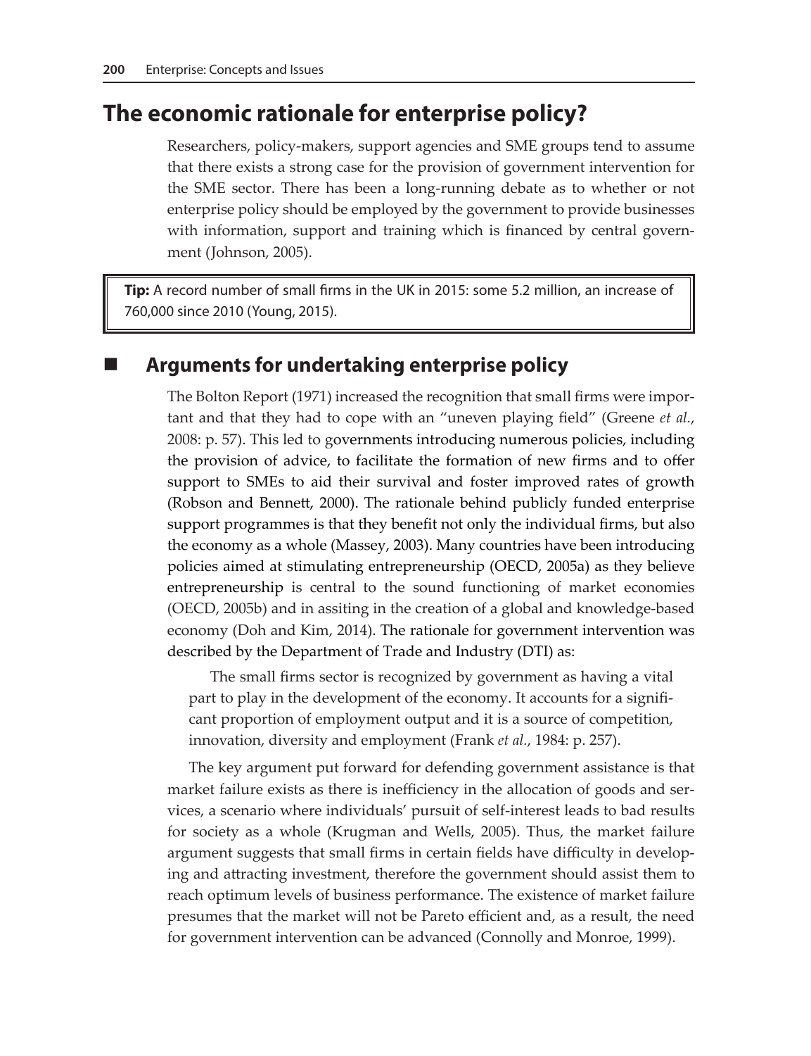## The economic rationale for enterprise policy?

Researchers, policy-makers, support agencies and SME groups tend to assume that there exists a strong case for the provision of government intervention for the SME sector. There has been a long-running debate as to whether or not enterprise policy should be employed by the government to provide businesses with information, support and training which is financed by central government (Johnson, 2005).

> **Tip:** A record number of small firms in the UK in 2015: some 5.2 million, an increase of 760,000 since 2010 (Young, 2015).

### Arguments for undertaking enterprise policy

The Bolton Report (1971) increased the recognition that small firms were important and that they had to cope with an "uneven playing field" (Greene *et al.*, 2008: p. 57). This led to governments introducing numerous policies, including the provision of advice, to facilitate the formation of new firms and to offer support to SMEs to aid their survival and foster improved rates of growth (Robson and Bennett, 2000). The rationale behind publicly funded enterprise support programmes is that they benefit not only the individual firms, but also the economy as a whole (Massey, 2003). Many countries have been introducing policies aimed at stimulating entrepreneurship (OECD, 2005a) as they believe entrepreneurship is central to the sound functioning of market economies (OECD, 2005b) and in assiting in the creation of a global and knowledge-based economy (Doh and Kim, 2014). The rationale for government intervention was described by the Department of Trade and Industry (DTI) as:

> The small firms sector is recognized by government as having a vital part to play in the development of the economy. It accounts for a significant proportion of employment output and it is a source of competition, innovation, diversity and employment (Frank *et al.*, 1984: p. 257).

The key argument put forward for defending government assistance is that market failure exists as there is inefficiency in the allocation of goods and services, a scenario where individuals' pursuit of self-interest leads to bad results for society as a whole (Krugman and Wells, 2005). Thus, the market failure argument suggests that small firms in certain fields have difficulty in developing and attracting investment, therefore the government should assist them to reach optimum levels of business performance. The existence of market failure presumes that the market will not be Pareto efficient and, as a result, the need for government intervention can be advanced (Connolly and Monroe, 1999).